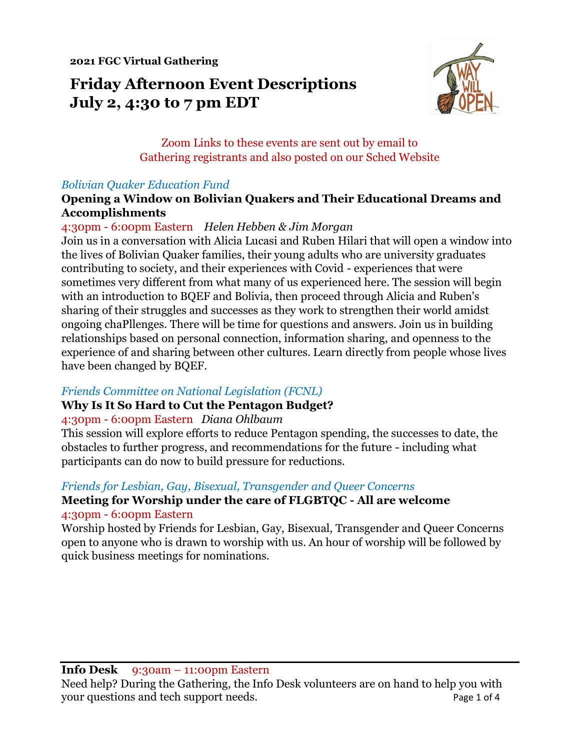**2021 FGC Virtual Gathering**

# Friday Afternoon Event Descriptions
# July 2, 4:30 to 7 pm EDT

Zoom Links to these events are sent out by email to
Gathering registrants and also posted on our Sched Website

*Bolivian Quaker Education Fund*

### Opening a Window on Bolivian Quakers and Their Educational Dreams and Accomplishments

4:30pm - 6:00pm Eastern *Helen Hebben & Jim Morgan*

Join us in a conversation with Alicia Lucasi and Ruben Hilari that will open a window into the lives of Bolivian Quaker families, their young adults who are university graduates contributing to society, and their experiences with Covid - experiences that were sometimes very different from what many of us experienced here. The session will begin with an introduction to BQEF and Bolivia, then proceed through Alicia and Ruben's sharing of their struggles and successes as they work to strengthen their world amidst ongoing chaPllenges. There will be time for questions and answers. Join us in building relationships based on personal connection, information sharing, and openness to the experience of and sharing between other cultures. Learn directly from people whose lives have been changed by BQEF.

*Friends Committee on National Legislation (FCNL)*

### Why Is It So Hard to Cut the Pentagon Budget?

4:30pm - 6:00pm Eastern *Diana Ohlbaum*

This session will explore efforts to reduce Pentagon spending, the successes to date, the obstacles to further progress, and recommendations for the future - including what participants can do now to build pressure for reductions.

*Friends for Lesbian, Gay, Bisexual, Transgender and Queer Concerns*

### Meeting for Worship under the care of FLGBTQC - All are welcome

4:30pm - 6:00pm Eastern

Worship hosted by Friends for Lesbian, Gay, Bisexual, Transgender and Queer Concerns open to anyone who is drawn to worship with us. An hour of worship will be followed by quick business meetings for nominations.

---

**Info Desk** 9:30am – 11:00pm Eastern

Need help? During the Gathering, the Info Desk volunteers are on hand to help you with your questions and tech support needs.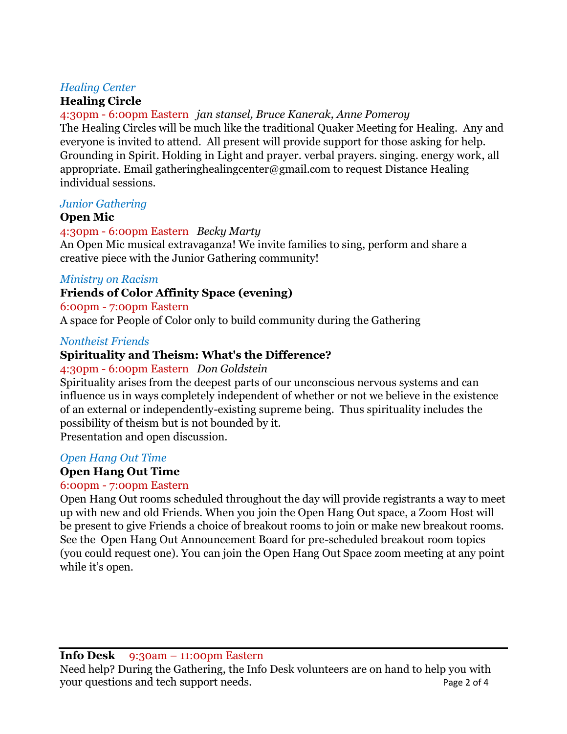*Healing Center*

**Healing Circle**

4:30pm - 6:00pm Eastern *jan stansel, Bruce Kanerak, Anne Pomeroy*

The Healing Circles will be much like the traditional Quaker Meeting for Healing. Any and everyone is invited to attend. All present will provide support for those asking for help. Grounding in Spirit. Holding in Light and prayer. verbal prayers. singing. energy work, all appropriate. Email gatheringhealingcenter@gmail.com to request Distance Healing individual sessions.

*Junior Gathering*

**Open Mic**

4:30pm - 6:00pm Eastern *Becky Marty*

An Open Mic musical extravaganza! We invite families to sing, perform and share a creative piece with the Junior Gathering community!

*Ministry on Racism*

**Friends of Color Affinity Space (evening)**

6:00pm - 7:00pm Eastern

A space for People of Color only to build community during the Gathering

*Nontheist Friends*

**Spirituality and Theism: What's the Difference?**

4:30pm - 6:00pm Eastern *Don Goldstein*

Spirituality arises from the deepest parts of our unconscious nervous systems and can influence us in ways completely independent of whether or not we believe in the existence of an external or independently-existing supreme being. Thus spirituality includes the possibility of theism but is not bounded by it.
Presentation and open discussion.

*Open Hang Out Time*

**Open Hang Out Time**

6:00pm - 7:00pm Eastern

Open Hang Out rooms scheduled throughout the day will provide registrants a way to meet up with new and old Friends. When you join the Open Hang Out space, a Zoom Host will be present to give Friends a choice of breakout rooms to join or make new breakout rooms. See the Open Hang Out Announcement Board for pre-scheduled breakout room topics (you could request one). You can join the Open Hang Out Space zoom meeting at any point while it's open.

---

**Info Desk** 9:30am – 11:00pm Eastern

Need help? During the Gathering, the Info Desk volunteers are on hand to help you with your questions and tech support needs.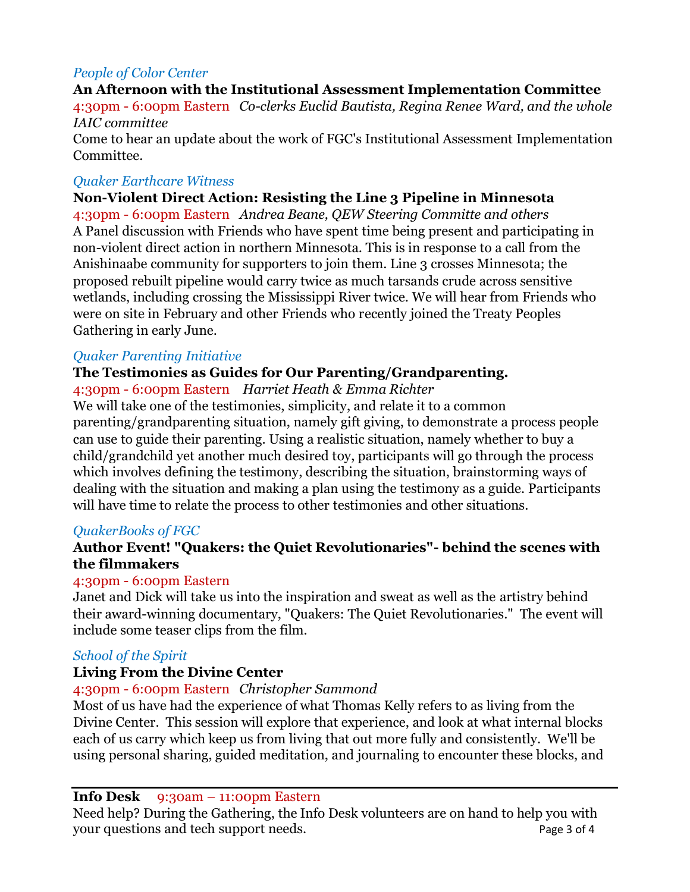*People of Color Center*

**An Afternoon with the Institutional Assessment Implementation Committee**

4:30pm - 6:00pm Eastern *Co-clerks Euclid Bautista, Regina Renee Ward, and the whole IAIC committee*

Come to hear an update about the work of FGC's Institutional Assessment Implementation Committee.

*Quaker Earthcare Witness*

**Non-Violent Direct Action: Resisting the Line 3 Pipeline in Minnesota**

4:30pm - 6:00pm Eastern *Andrea Beane, QEW Steering Committe and others*

A Panel discussion with Friends who have spent time being present and participating in non-violent direct action in northern Minnesota. This is in response to a call from the Anishinaabe community for supporters to join them. Line 3 crosses Minnesota; the proposed rebuilt pipeline would carry twice as much tarsands crude across sensitive wetlands, including crossing the Mississippi River twice. We will hear from Friends who were on site in February and other Friends who recently joined the Treaty Peoples Gathering in early June.

*Quaker Parenting Initiative*

**The Testimonies as Guides for Our Parenting/Grandparenting.**

4:30pm - 6:00pm Eastern *Harriet Heath & Emma Richter*

We will take one of the testimonies, simplicity, and relate it to a common parenting/grandparenting situation, namely gift giving, to demonstrate a process people can use to guide their parenting. Using a realistic situation, namely whether to buy a child/grandchild yet another much desired toy, participants will go through the process which involves defining the testimony, describing the situation, brainstorming ways of dealing with the situation and making a plan using the testimony as a guide. Participants will have time to relate the process to other testimonies and other situations.

*QuakerBooks of FGC*

**Author Event! "Quakers: the Quiet Revolutionaries"- behind the scenes with the filmmakers**

4:30pm - 6:00pm Eastern

Janet and Dick will take us into the inspiration and sweat as well as the artistry behind their award-winning documentary, "Quakers: The Quiet Revolutionaries." The event will include some teaser clips from the film.

*School of the Spirit*

**Living From the Divine Center**

4:30pm - 6:00pm Eastern *Christopher Sammond*

Most of us have had the experience of what Thomas Kelly refers to as living from the Divine Center. This session will explore that experience, and look at what internal blocks each of us carry which keep us from living that out more fully and consistently. We'll be using personal sharing, guided meditation, and journaling to encounter these blocks, and

---

**Info Desk** 9:30am – 11:00pm Eastern

Need help? During the Gathering, the Info Desk volunteers are on hand to help you with your questions and tech support needs.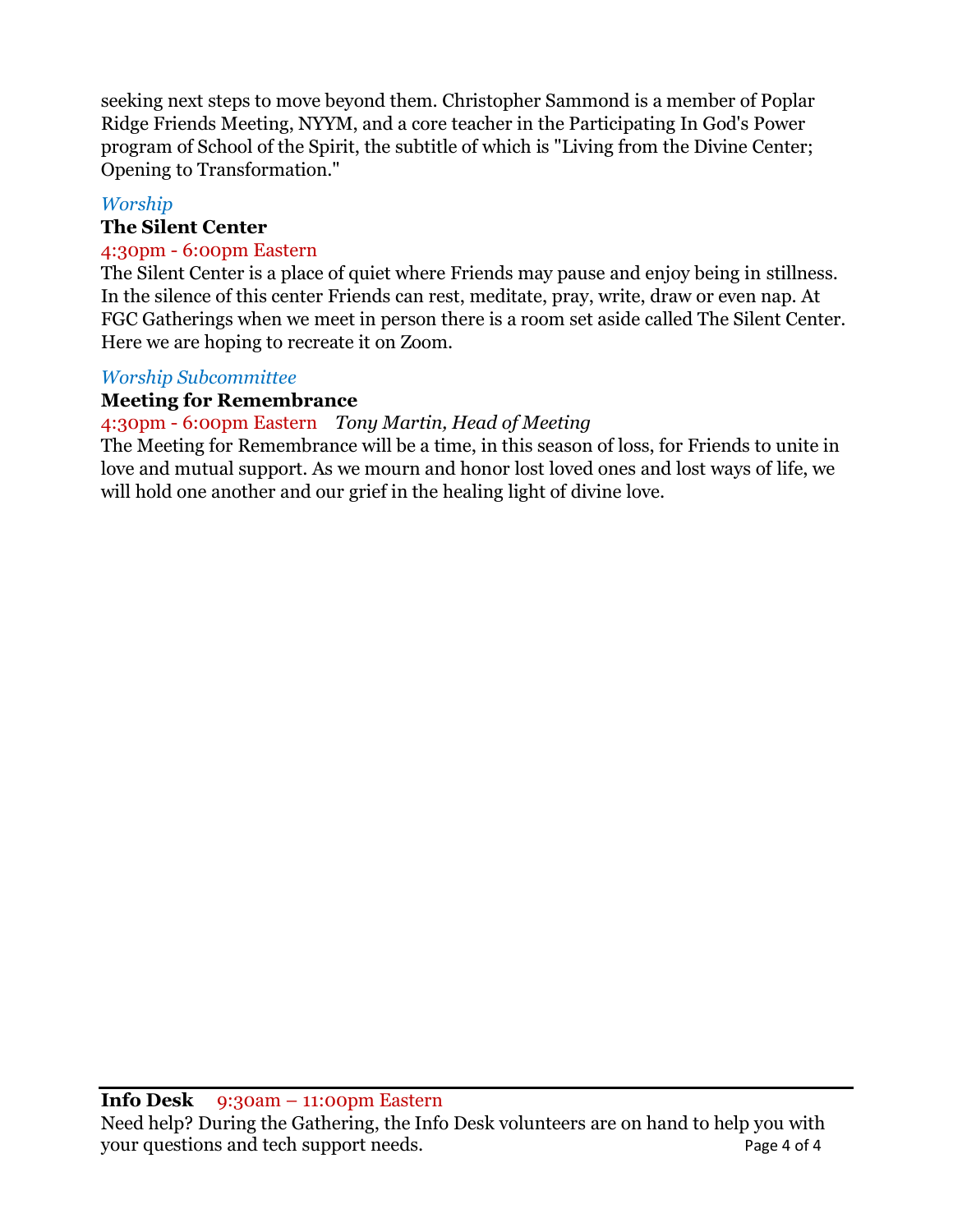seeking next steps to move beyond them. Christopher Sammond is a member of Poplar Ridge Friends Meeting, NYYM, and a core teacher in the Participating In God's Power program of School of the Spirit, the subtitle of which is "Living from the Divine Center; Opening to Transformation."

*Worship*

**The Silent Center**

4:30pm - 6:00pm Eastern

The Silent Center is a place of quiet where Friends may pause and enjoy being in stillness. In the silence of this center Friends can rest, meditate, pray, write, draw or even nap. At FGC Gatherings when we meet in person there is a room set aside called The Silent Center. Here we are hoping to recreate it on Zoom.

*Worship Subcommittee*

**Meeting for Remembrance**

4:30pm - 6:00pm Eastern *Tony Martin, Head of Meeting*

The Meeting for Remembrance will be a time, in this season of loss, for Friends to unite in love and mutual support. As we mourn and honor lost loved ones and lost ways of life, we will hold one another and our grief in the healing light of divine love.

---

**Info Desk** 9:30am – 11:00pm Eastern

Need help? During the Gathering, the Info Desk volunteers are on hand to help you with your questions and tech support needs.